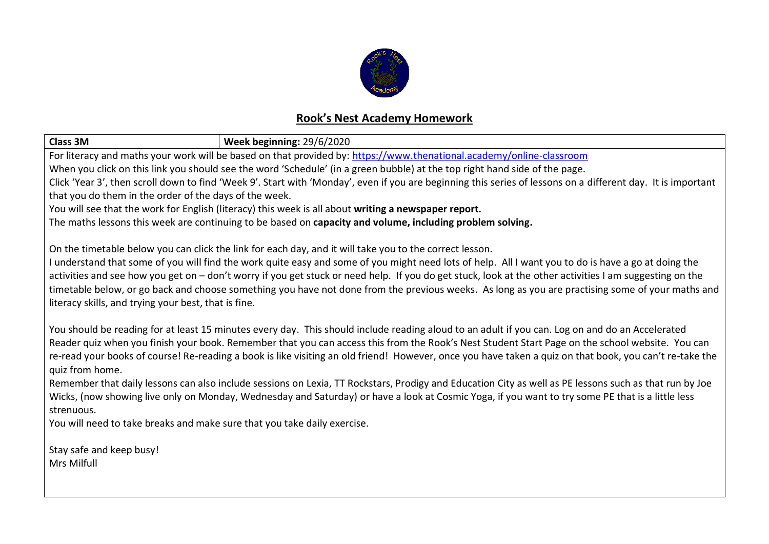# Rook's Nest Academy Homework

| Class 3M | Week beginning: 29/6/2020 |
|---|---|

For literacy and maths your work will be based on that provided by: [https://www.thenational.academy/online-classroom](https://www.thenational.academy/online-classroom)

When you click on this link you should see the word 'Schedule' (in a green bubble) at the top right hand side of the page.

Click 'Year 3', then scroll down to find 'Week 9'. Start with 'Monday', even if you are beginning this series of lessons on a different day. It is important that you do them in the order of the days of the week.

You will see that the work for English (literacy) this week is all about **writing a newspaper report.**

The maths lessons this week are continuing to be based on **capacity and volume, including problem solving.**

On the timetable below you can click the link for each day, and it will take you to the correct lesson.

I understand that some of you will find the work quite easy and some of you might need lots of help. All I want you to do is have a go at doing the activities and see how you get on – don't worry if you get stuck or need help. If you do get stuck, look at the other activities I am suggesting on the timetable below, or go back and choose something you have not done from the previous weeks. As long as you are practising some of your maths and literacy skills, and trying your best, that is fine.

You should be reading for at least 15 minutes every day. This should include reading aloud to an adult if you can. Log on and do an Accelerated Reader quiz when you finish your book. Remember that you can access this from the Rook's Nest Student Start Page on the school website. You can re-read your books of course! Re-reading a book is like visiting an old friend! However, once you have taken a quiz on that book, you can't re-take the quiz from home.

Remember that daily lessons can also include sessions on Lexia, TT Rockstars, Prodigy and Education City as well as PE lessons such as that run by Joe Wicks, (now showing live only on Monday, Wednesday and Saturday) or have a look at Cosmic Yoga, if you want to try some PE that is a little less strenuous.

You will need to take breaks and make sure that you take daily exercise.

Stay safe and keep busy!
Mrs Milfull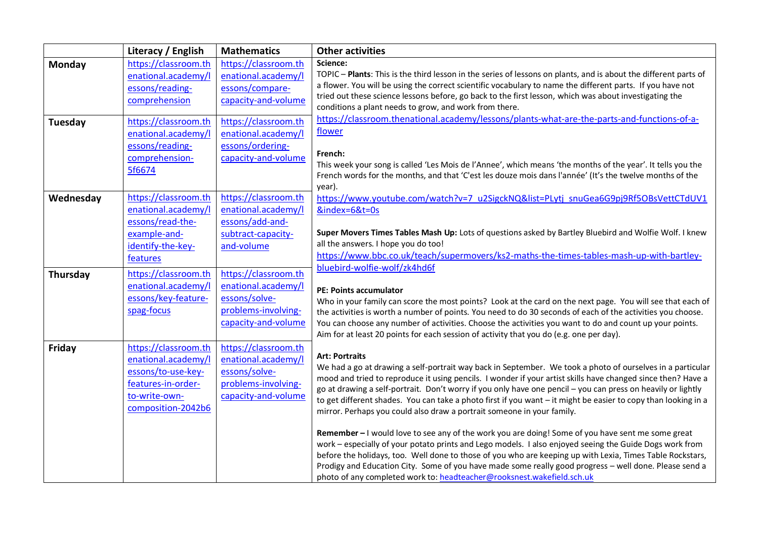| | Literacy / English | Mathematics | Other activities |
|---|---|---|---|
| **Monday** | https://classroom.thenational.academy/lessons/reading-comprehension | https://classroom.thenational.academy/lessons/compare-capacity-and-volume | **Science:**<br>TOPIC – **Plants**: This is the third lesson in the series of lessons on plants, and is about the different parts of a flower. You will be using the correct scientific vocabulary to name the different parts. If you have not tried out these science lessons before, go back to the first lesson, which was about investigating the conditions a plant needs to grow, and work from there.<br>https://classroom.thenational.academy/lessons/plants-what-are-the-parts-and-functions-of-a-flower<br><br>**French:**<br>This week your song is called 'Les Mois de l'Annee', which means 'the months of the year'. It tells you the French words for the months, and that 'C'est les douze mois dans l'année' (It's the twelve months of the year).<br>https://www.youtube.com/watch?v=7_u2SigckNQ&list=PLytj_snuGea6G9pj9Rf5OBsVettCTdUV1&index=6&t=0s<br><br>**Super Movers Times Tables Mash Up:** Lots of questions asked by Bartley Bluebird and Wolfie Wolf. I knew all the answers. I hope you do too!<br>https://www.bbc.co.uk/teach/supermovers/ks2-maths-the-times-tables-mash-up-with-bartley-bluebird-wolfie-wolf/zk4hd6f<br><br>**PE: Points accumulator**<br>Who in your family can score the most points? Look at the card on the next page. You will see that each of the activities is worth a number of points. You need to do 30 seconds of each of the activities you choose. You can choose any number of activities. Choose the activities you want to do and count up your points. Aim for at least 20 points for each session of activity that you do (e.g. one per day).<br><br>**Art: Portraits**<br>We had a go at drawing a self-portrait way back in September. We took a photo of ourselves in a particular mood and tried to reproduce it using pencils. I wonder if your artist skills have changed since then? Have a go at drawing a self-portrait. Don't worry if you only have one pencil – you can press on heavily or lightly to get different shades. You can take a photo first if you want – it might be easier to copy than looking in a mirror. Perhaps you could also draw a portrait someone in your family.<br><br>**Remember –** I would love to see any of the work you are doing! Some of you have sent me some great work – especially of your potato prints and Lego models. I also enjoyed seeing the Guide Dogs work from before the holidays, too. Well done to those of you who are keeping up with Lexia, Times Table Rockstars, Prodigy and Education City. Some of you have made some really good progress – well done. Please send a photo of any completed work to: headteacher@rooksnest.wakefield.sch.uk |
| **Tuesday** | https://classroom.thenational.academy/lessons/reading-comprehension-5f6674 | https://classroom.thenational.academy/lessons/ordering-capacity-and-volume | |
| **Wednesday** | https://classroom.thenational.academy/lessons/read-the-example-and-identify-the-key-features | https://classroom.thenational.academy/lessons/add-and-subtract-capacity-and-volume | |
| **Thursday** | https://classroom.thenational.academy/lessons/key-feature-spag-focus | https://classroom.thenational.academy/lessons/solve-problems-involving-capacity-and-volume | |
| **Friday** | https://classroom.thenational.academy/lessons/to-use-key-features-in-order-to-write-own-composition-2042b6 | https://classroom.thenational.academy/lessons/solve-problems-involving-capacity-and-volume | |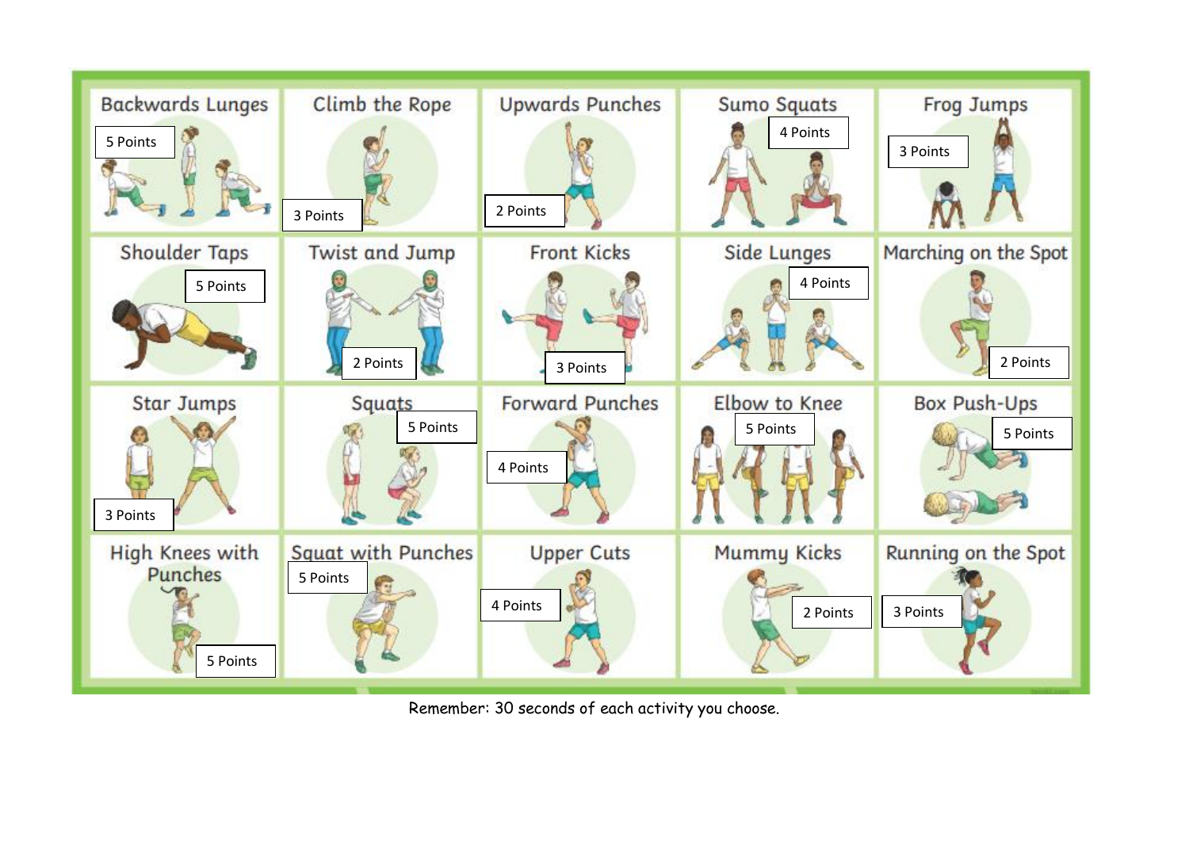| | | | | |
|---|---|---|---|---|
| Backwards Lunges<br>5 Points | Climb the Rope<br>3 Points | Upwards Punches<br>2 Points | Sumo Squats<br>4 Points | Frog Jumps<br>3 Points |
| Shoulder Taps<br>5 Points | Twist and Jump<br>2 Points | Front Kicks<br>3 Points | Side Lunges<br>4 Points | Marching on the Spot<br>2 Points |
| Star Jumps<br>3 Points | Squats<br>5 Points | Forward Punches<br>4 Points | Elbow to Knee<br>5 Points | Box Push-Ups<br>5 Points |
| High Knees with Punches<br>5 Points | Squat with Punches<br>5 Points | Upper Cuts<br>4 Points | Mummy Kicks<br>2 Points | Running on the Spot<br>3 Points |

Remember: 30 seconds of each activity you choose.